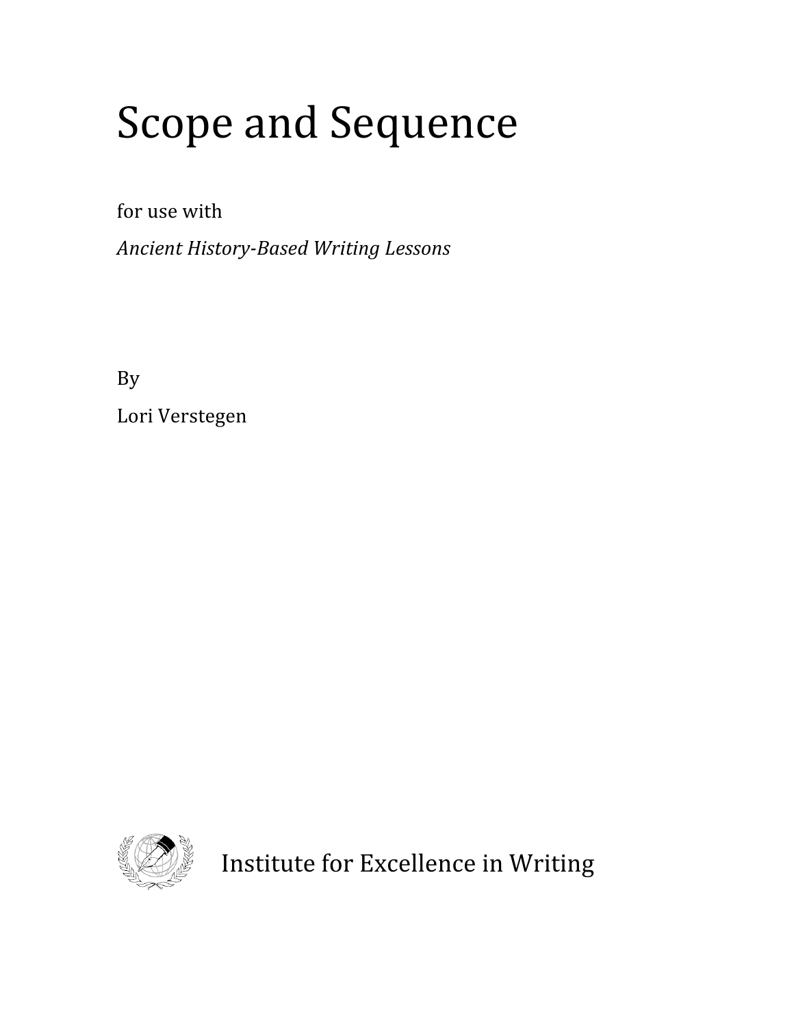# Scope and Sequence

for use with

*Ancient History-Based Writing Lessons*

By

Lori Verstegen

Institute for Excellence in Writing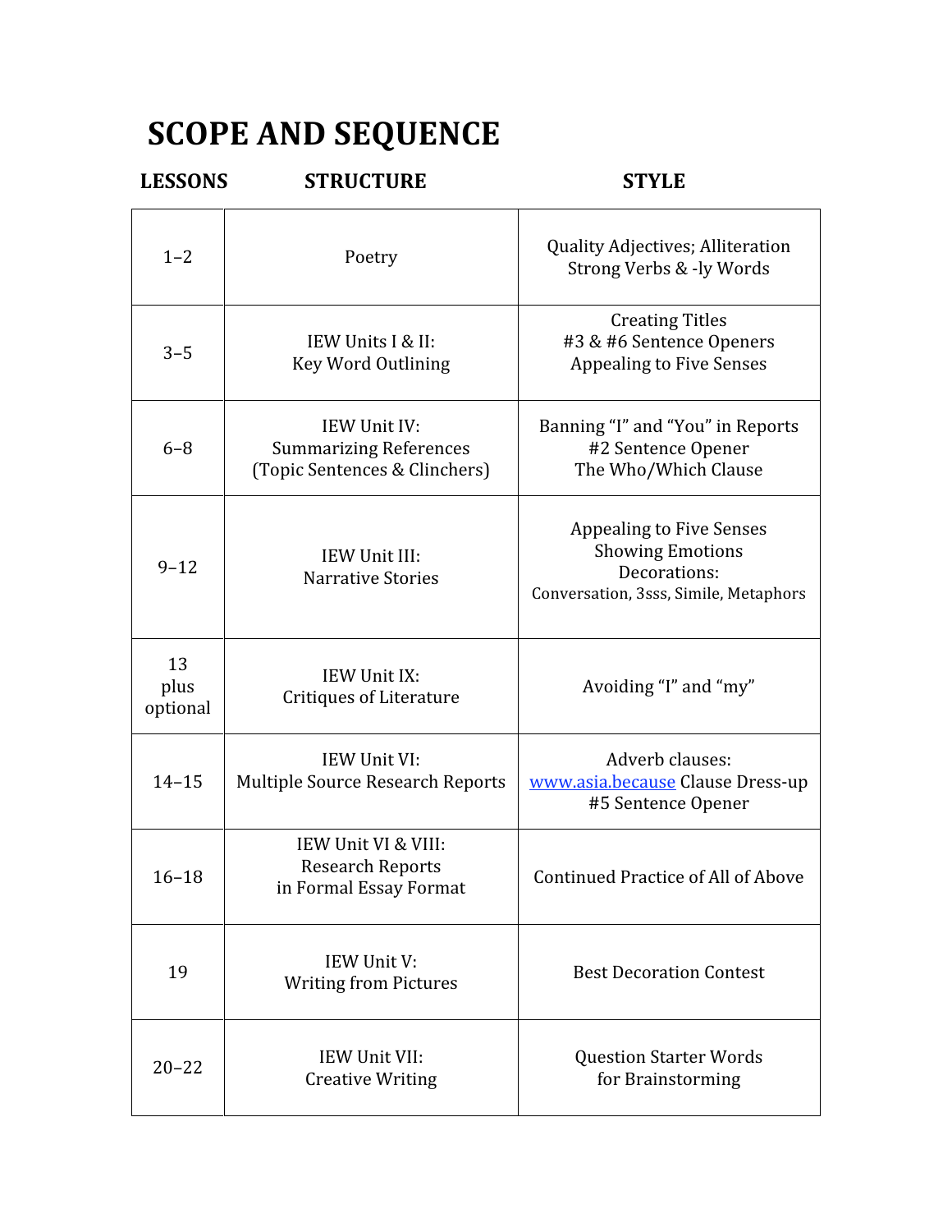# SCOPE AND SEQUENCE

| LESSONS | STRUCTURE | STYLE |
|---|---|---|
| 1–2 | Poetry | Quality Adjectives; Alliteration<br>Strong Verbs & -ly Words |
| 3–5 | IEW Units I & II:<br>Key Word Outlining | Creating Titles<br>#3 & #6 Sentence Openers<br>Appealing to Five Senses |
| 6–8 | IEW Unit IV:<br>Summarizing References<br>(Topic Sentences & Clinchers) | Banning "I" and "You" in Reports<br>#2 Sentence Opener<br>The Who/Which Clause |
| 9–12 | IEW Unit III:<br>Narrative Stories | Appealing to Five Senses<br>Showing Emotions<br>Decorations:<br>Conversation, 3sss, Simile, Metaphors |
| 13<br>plus<br>optional | IEW Unit IX:<br>Critiques of Literature | Avoiding "I" and "my" |
| 14–15 | IEW Unit VI:<br>Multiple Source Research Reports | Adverb clauses:<br>www.asia.because Clause Dress-up<br>#5 Sentence Opener |
| 16–18 | IEW Unit VI & VIII:<br>Research Reports<br>in Formal Essay Format | Continued Practice of All of Above |
| 19 | IEW Unit V:<br>Writing from Pictures | Best Decoration Contest |
| 20–22 | IEW Unit VII:<br>Creative Writing | Question Starter Words<br>for Brainstorming |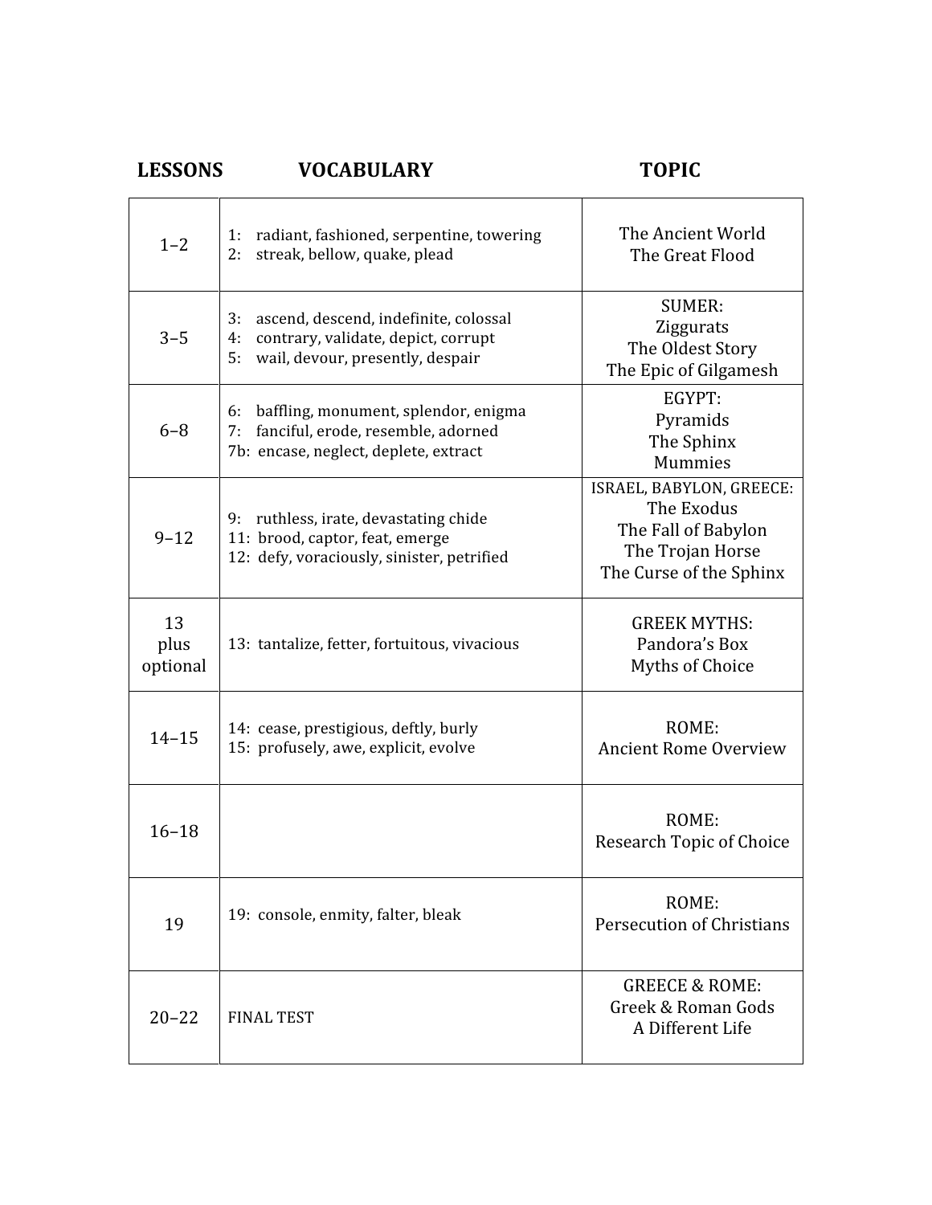| LESSONS | VOCABULARY | TOPIC |
|---|---|---|
| 1–2 | 1: radiant, fashioned, serpentine, towering<br>2: streak, bellow, quake, plead | The Ancient World<br>The Great Flood |
| 3–5 | 3: ascend, descend, indefinite, colossal<br>4: contrary, validate, depict, corrupt<br>5: wail, devour, presently, despair | SUMER:<br>Ziggurats<br>The Oldest Story<br>The Epic of Gilgamesh |
| 6–8 | 6: baffling, monument, splendor, enigma<br>7: fanciful, erode, resemble, adorned<br>7b: encase, neglect, deplete, extract | EGYPT:<br>Pyramids<br>The Sphinx<br>Mummies |
| 9–12 | 9: ruthless, irate, devastating chide<br>11: brood, captor, feat, emerge<br>12: defy, voraciously, sinister, petrified | ISRAEL, BABYLON, GREECE:<br>The Exodus<br>The Fall of Babylon<br>The Trojan Horse<br>The Curse of the Sphinx |
| 13 plus optional | 13: tantalize, fetter, fortuitous, vivacious | GREEK MYTHS:<br>Pandora's Box<br>Myths of Choice |
| 14–15 | 14: cease, prestigious, deftly, burly<br>15: profusely, awe, explicit, evolve | ROME:<br>Ancient Rome Overview |
| 16–18 | | ROME:<br>Research Topic of Choice |
| 19 | 19: console, enmity, falter, bleak | ROME:<br>Persecution of Christians |
| 20–22 | FINAL TEST | GREECE & ROME:<br>Greek & Roman Gods<br>A Different Life |